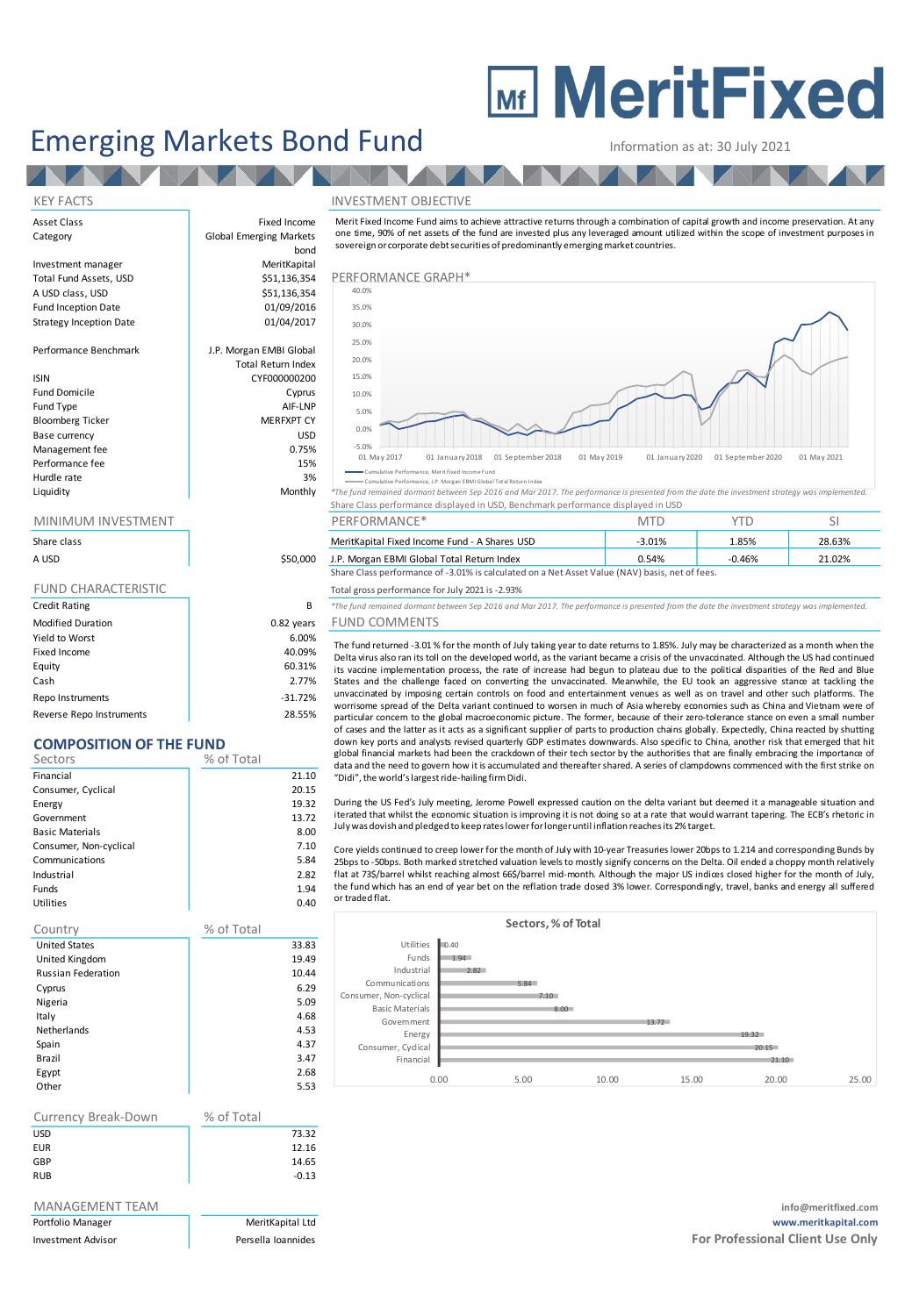# MeritFixed

# Emerging Markets Bond Fund

Information as at: 30 July 2021

## KEY FACTS

| | |
|---|---|
| Asset Class | Fixed Income |
| Category | Global Emerging Markets bond |
| Investment manager | MeritKapital |
| Total Fund Assets, USD | $51,136,354 |
| A USD class, USD | $51,136,354 |
| Fund Inception Date | 01/09/2016 |
| Strategy Inception Date | 01/04/2017 |
| Performance Benchmark | J.P. Morgan EMBI Global Total Return Index |
| ISIN | CYF000000200 |
| Fund Domicile | Cyprus |
| Fund Type | AIF-LNP |
| Bloomberg Ticker | MERFXPT CY |
| Base currency | USD |
| Management fee | 0.75% |
| Performance fee | 15% |
| Hurdle rate | 3% |
| Liquidity | Monthly |

## MINIMUM INVESTMENT

| Share class | |
|---|---|
| A USD | $50,000 |

## FUND CHARACTERISTIC

| | |
|---|---|
| Credit Rating | B |
| Modified Duration | 0.82 years |
| Yield to Worst | 6.00% |
| Fixed Income | 40.09% |
| Equity | 60.31% |
| Cash | 2.77% |
| Repo Instruments | -31.72% |
| Reverse Repo Instruments | 28.55% |

## COMPOSITION OF THE FUND

| Sectors | % of Total |
|---|---|
| Financial | 21.10 |
| Consumer, Cyclical | 20.15 |
| Energy | 19.32 |
| Government | 13.72 |
| Basic Materials | 8.00 |
| Consumer, Non-cyclical | 7.10 |
| Communications | 5.84 |
| Industrial | 2.82 |
| Funds | 1.94 |
| Utilities | 0.40 |

| Country | % of Total |
|---|---|
| United States | 33.83 |
| United Kingdom | 19.49 |
| Russian Federation | 10.44 |
| Cyprus | 6.29 |
| Nigeria | 5.09 |
| Italy | 4.68 |
| Netherlands | 4.53 |
| Spain | 4.37 |
| Brazil | 3.47 |
| Egypt | 2.68 |
| Other | 5.53 |

| Currency Break-Down | % of Total |
|---|---|
| USD | 73.32 |
| EUR | 12.16 |
| GBP | 14.65 |
| RUB | -0.13 |

## MANAGEMENT TEAM

| | |
|---|---|
| Portfolio Manager | MeritKapital Ltd |
| Investment Advisor | Persella Ioannides |

## INVESTMENT OBJECTIVE

Merit Fixed Income Fund aims to achieve attractive returns through a combination of capital growth and income preservation. At any one time, 90% of net assets of the fund are invested plus any leveraged amount utilized within the scope of investment purposes in sovereign or corporate debt securities of predominantly emerging market countries.

## PERFORMANCE GRAPH*

Cumulative Performance, Merit Fixed Income Fund
Cumulative Performance, J.P. Morgan EMBI Global Total Return Index

*The fund remained dormant between Sep 2016 and Mar 2017. The performance is presented from the date the investment strategy was implemented.

Share Class performance displayed in USD, Benchmark performance displayed in USD

| PERFORMANCE* | MTD | YTD | SI |
|---|---|---|---|
| MeritKapital Fixed Income Fund - A Shares USD | -3.01% | 1.85% | 28.63% |
| J.P. Morgan EMBI Global Total Return Index | 0.54% | -0.46% | 21.02% |

Share Class performance of -3.01% is calculated on a Net Asset Value (NAV) basis, net of fees.

Total gross performance for July 2021 is -2.93%

*The fund remained dormant between Sep 2016 and Mar 2017. The performance is presented from the date the investment strategy was implemented.

## FUND COMMENTS

The fund returned -3.01% for the month of July taking year to date returns to 1.85%. July may be characterized as a month when the Delta virus also ran its toll on the developed world, as the variant became a crisis of the unvaccinated. Although the US had continued its vaccine implementation process, the rate of increase had begun to plateau due to the political disparities of the Red and Blue States and the challenge faced on converting the unvaccinated. Meanwhile, the EU took an aggressive stance at tackling the unvaccinated by imposing certain controls on food and entertainment venues as well as on travel and other such platforms. The worrisome spread of the Delta variant continued to worsen in much of Asia whereby economies such as China and Vietnam were of particular concern to the global macroeconomic picture. The former, because of their zero-tolerance stance on even a small number of cases and the latter as it acts as a significant supplier of parts to production chains globally. Expectedly, China reacted by shutting down key ports and analysts revised quarterly GDP estimates downwards. Also specific to China, another risk that emerged that hit global financial markets had been the crackdown of their tech sector by the authorities that are finally embracing the importance of data and the need to govern how it is accumulated and thereafter shared. A series of clampdowns commenced with the first strike on "Didi", the world's largest ride-hailing firm Didi.

During the US Fed's July meeting, Jerome Powell expressed caution on the delta variant but deemed it a manageable situation and iterated that whilst the economic situation is improving it is not doing so at a rate that would warrant tapering. The ECB's rhetoric in July was dovish and pledged to keep rates lower for longer until inflation reaches its 2% target.

Core yields continued to creep lower for the month of July with 10-year Treasuries lower 20bps to 1.214 and corresponding Bunds by 25bps to -50bps. Both marked stretched valuation levels to mostly signify concerns on the Delta. Oil ended a choppy month relatively flat at 73$/barrel whilst reaching almost 66$/barrel mid-month. Although the major US indices closed higher for the month of July, the fund which has an end of year bet on the reflation trade closed 3% lower. Correspondingly, travel, banks and energy all suffered or traded flat.

**Sectors, % of Total**

| Sector | % of Total |
|---|---|
| Utilities | 0.40 |
| Funds | 1.94 |
| Industrial | 2.82 |
| Communications | 5.84 |
| Consumer, Non-cyclical | 7.10 |
| Basic Materials | 8.00 |
| Government | 13.72 |
| Energy | 19.32 |
| Consumer, Cyclical | 20.15 |
| Financial | 21.10 |

**info@meritfixed.com**
**www.meritkapital.com**
**For Professional Client Use Only**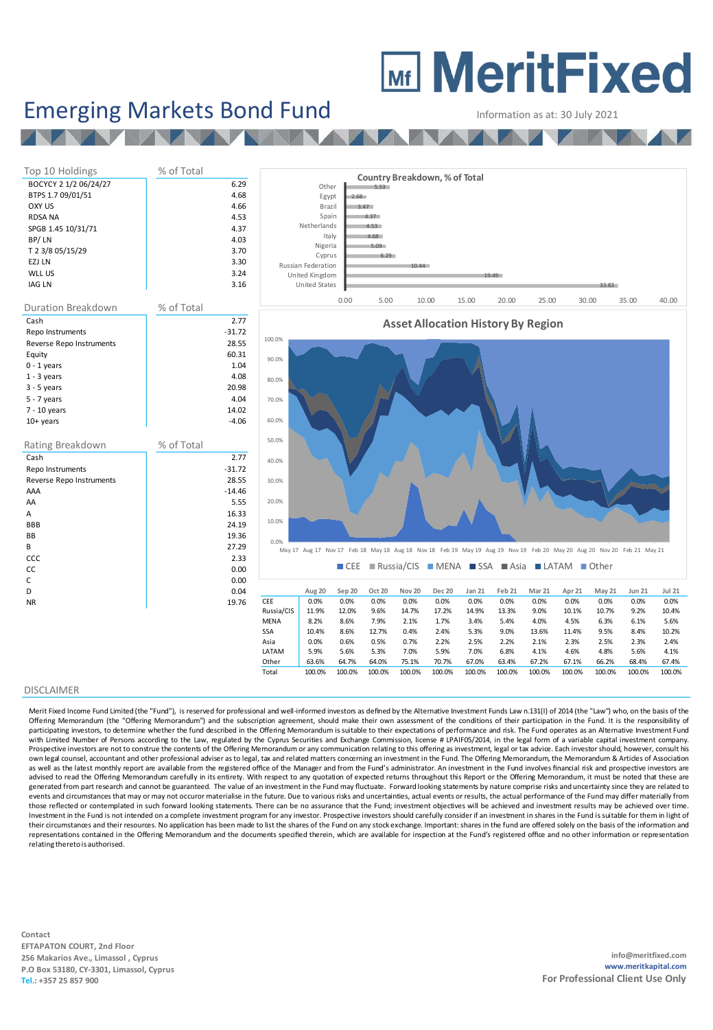# MeritFixed

# Emerging Markets Bond Fund

Information as at: 30 July 2021

| Top 10 Holdings | % of Total |
|---|---|
| BOCYCY 2 1/2 06/24/27 | 6.29 |
| BTPS 1.7 09/01/51 | 4.68 |
| OXY US | 4.66 |
| RDSA NA | 4.53 |
| SPGB 1.45 10/31/71 | 4.37 |
| BP/ LN | 4.03 |
| T 2 3/8 05/15/29 | 3.70 |
| EZJ LN | 3.30 |
| WLL US | 3.24 |
| IAG LN | 3.16 |

| Duration Breakdown | % of Total |
|---|---|
| Cash | 2.77 |
| Repo Instruments | -31.72 |
| Reverse Repo Instruments | 28.55 |
| Equity | 60.31 |
| 0 - 1 years | 1.04 |
| 1 - 3 years | 4.08 |
| 3 - 5 years | 20.98 |
| 5 - 7 years | 4.04 |
| 7 - 10 years | 14.02 |
| 10+ years | -4.06 |

| Rating Breakdown | % of Total |
|---|---|
| Cash | 2.77 |
| Repo Instruments | -31.72 |
| Reverse Repo Instruments | 28.55 |
| AAA | -14.46 |
| AA | 5.55 |
| A | 16.33 |
| BBB | 24.19 |
| BB | 19.36 |
| B | 27.29 |
| CCC | 2.33 |
| CC | 0.00 |
| C | 0.00 |
| D | 0.04 |
| NR | 19.76 |

Country Breakdown, % of Total

Other 5.53
Egypt 2.68
Brazil 3.47
Spain 4.37
Netherlands 4.53
Italy 4.68
Nigeria 5.09
Cyprus 6.29
Russian Federation 10.44
United Kingdom 19.49
United States 33.83

0.00 5.00 10.00 15.00 20.00 25.00 30.00 35.00 40.00

Asset Allocation History By Region

100.0% 90.0% 80.0% 70.0% 60.0% 50.0% 40.0% 30.0% 20.0% 10.0% 0.0%

May 17 Aug 17 Nov 17 Feb 18 May 18 Aug 18 Nov 18 Feb 19 May 19 Aug 19 Nov 19 Feb 20 May 20 Aug 20 Nov 20 Feb 21 May 21

CEE Russia/CIS MENA SSA Asia LATAM Other

| | Aug 20 | Sep 20 | Oct 20 | Nov 20 | Dec 20 | Jan 21 | Feb 21 | Mar 21 | Apr 21 | May 21 | Jun 21 | Jul 21 |
|---|---|---|---|---|---|---|---|---|---|---|---|---|
| CEE | 0.0% | 0.0% | 0.0% | 0.0% | 0.0% | 0.0% | 0.0% | 0.0% | 0.0% | 0.0% | 0.0% | 0.0% |
| Russia/CIS | 11.9% | 12.0% | 9.6% | 14.7% | 17.2% | 14.9% | 13.3% | 9.0% | 10.1% | 10.7% | 9.2% | 10.4% |
| MENA | 8.2% | 8.6% | 7.9% | 2.1% | 1.7% | 3.4% | 5.4% | 4.0% | 4.5% | 6.3% | 6.1% | 5.6% |
| SSA | 10.4% | 8.6% | 12.7% | 0.4% | 2.4% | 5.3% | 9.0% | 13.6% | 11.4% | 9.5% | 8.4% | 10.2% |
| Asia | 0.0% | 0.6% | 0.5% | 0.7% | 2.2% | 2.5% | 2.2% | 2.1% | 2.3% | 2.5% | 2.3% | 2.4% |
| LATAM | 5.9% | 5.6% | 5.3% | 7.0% | 5.9% | 7.0% | 6.8% | 4.1% | 4.6% | 4.8% | 5.6% | 4.1% |
| Other | 63.6% | 64.7% | 64.0% | 75.1% | 70.7% | 67.0% | 63.4% | 67.2% | 67.1% | 66.2% | 68.4% | 67.4% |
| Total | 100.0% | 100.0% | 100.0% | 100.0% | 100.0% | 100.0% | 100.0% | 100.0% | 100.0% | 100.0% | 100.0% | 100.0% |

## DISCLAIMER

Merit Fixed Income Fund Limited (the "Fund"), is reserved for professional and well-informed investors as defined by the Alternative Investment Funds Law n.131(I) of 2014 (the "Law") who, on the basis of the Offering Memorandum (the "Offering Memorandum") and the subscription agreement, should make their own assessment of the conditions of their participation in the Fund. It is the responsibility of participating investors, to determine whether the fund described in the Offering Memorandum is suitable to their expectations of performance and risk. The Fund operates as an Alternative Investment Fund with Limited Number of Persons according to the Law, regulated by the Cyprus Securities and Exchange Commission, license # LPAIF05/2014, in the legal form of a variable capital investment company. Prospective investors are not to construe the contents of the Offering Memorandum or any communication relating to this offering as investment, legal or tax advice. Each investor should, however, consult his own legal counsel, accountant and other professional adviser as to legal, tax and related matters concerning an investment in the Fund. The Offering Memorandum, the Memorandum & Articles of Association as well as the latest monthly report are available from the registered office of the Manager and from the Fund's administrator. An investment in the Fund involves financial risk and prospective investors are advised to read the Offering Memorandum carefully in its entirety. With respect to any quotation of expected returns throughout this Report or the Offering Memorandum, it must be noted that these are generated from part research and cannot be guaranteed. The value of an investment in the Fund may fluctuate. Forward looking statements by nature comprise risks and uncertainty since they are related to events and circumstances that may or may not occur materialise in the future. Due to various risks and uncertainties, actual events or results, the actual performance of the Fund may differ materially from those reflected or contemplated in such forward looking statements. There can be no assurance that the Fund; investment objectives will be achieved and investment results may be achieved over time. Investment in the Fund is not intended on a complete investment program for any investor. Prospective investors should carefully consider if an investment in shares in the Fund is suitable for them in light of their circumstances and their resources. No application has been made to list the shares of the Fund on any stock exchange. Important: shares in the fund are offered solely on the basis of the information and representations contained in the Offering Memorandum and the documents specified therein, which are available for inspection at the Fund's registered office and no other information or representation relating thereto is authorised.

**Contact**
**EFTAPATON COURT, 2nd Floor**
**256 Makarios Ave., Limassol , Cyprus**
**P.O Box 53180, CY-3301, Limassol, Cyprus**
**Tel.: +357 25 857 900**

**info@meritfixed.com**
**www.meritkapital.com**
**For Professional Client Use Only**